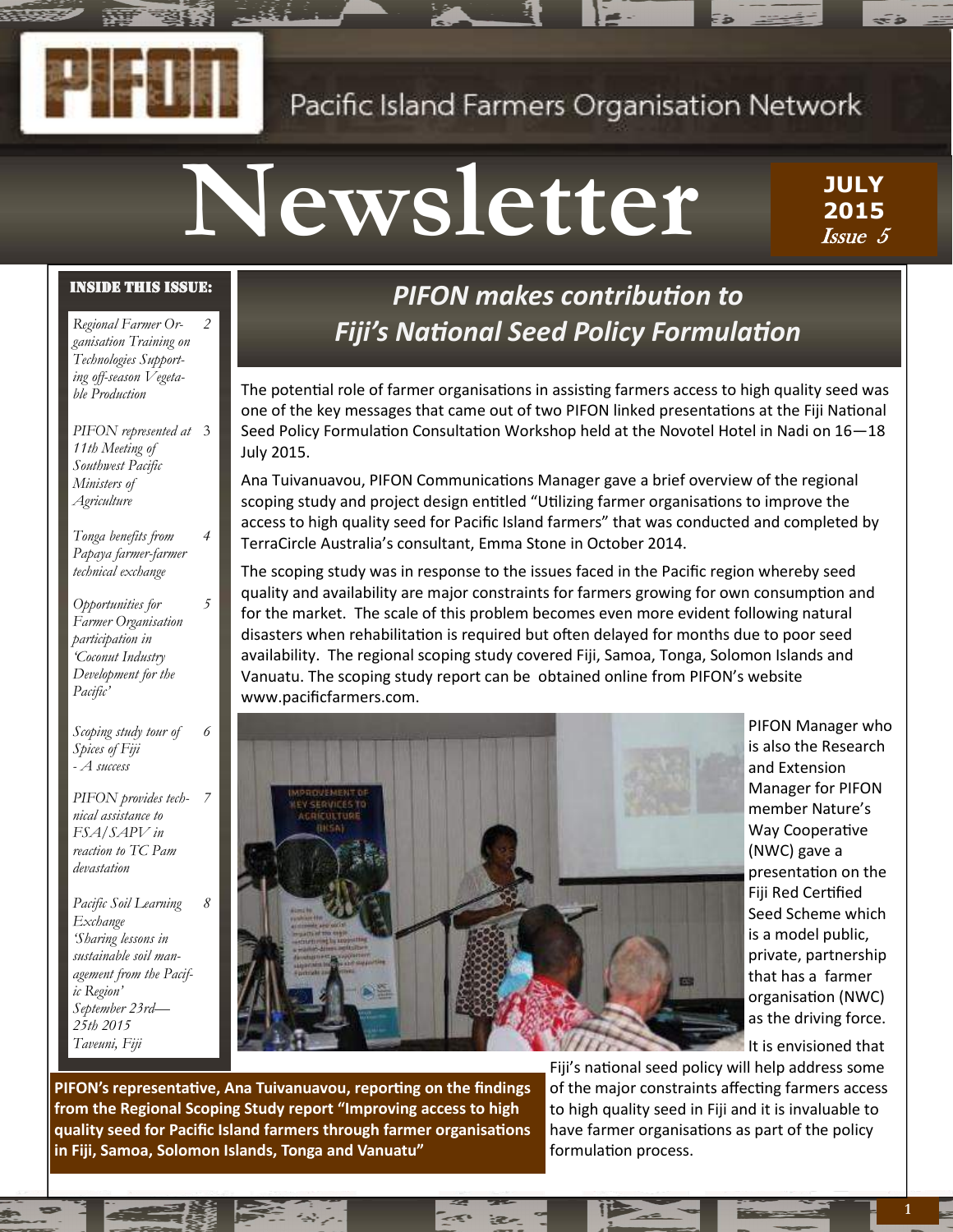# PIFON

Pacific Island Farmers Organisation Network

# Newsletter

**JULY 2015**
*Issue 5*

**INSIDE THIS ISSUE:**

- *Regional Farmer Organisation Training on Technologies Supporting off-season Vegetable Production* — 2
- *PIFON represented at 11th Meeting of Southwest Pacific Ministers of Agriculture* — 3
- *Tonga benefits from Papaya farmer-farmer technical exchange* — 4
- *Opportunities for Farmer Organisation participation in 'Coconut Industry Development for the Pacific'* — 5
- *Scoping study tour of Spices of Fiji - A success* — 6
- *PIFON provides technical assistance to FSA/SAPV in reaction to TC Pam devastation* — 7
- *Pacific Soil Learning Exchange 'Sharing lessons in sustainable soil management from the Pacific Region' September 23rd—25th 2015 Taveuni, Fiji* — 8

## PIFON makes contribution to Fiji's National Seed Policy Formulation

The potential role of farmer organisations in assisting farmers access to high quality seed was one of the key messages that came out of two PIFON linked presentations at the Fiji National Seed Policy Formulation Consultation Workshop held at the Novotel Hotel in Nadi on 16—18 July 2015.

Ana Tuivanuavou, PIFON Communications Manager gave a brief overview of the regional scoping study and project design entitled "Utilizing farmer organisations to improve the access to high quality seed for Pacific Island farmers" that was conducted and completed by TerraCircle Australia's consultant, Emma Stone in October 2014.

The scoping study was in response to the issues faced in the Pacific region whereby seed quality and availability are major constraints for farmers growing for own consumption and for the market. The scale of this problem becomes even more evident following natural disasters when rehabilitation is required but often delayed for months due to poor seed availability. The regional scoping study covered Fiji, Samoa, Tonga, Solomon Islands and Vanuatu. The scoping study report can be obtained online from PIFON's website www.pacificfarmers.com.

PIFON Manager who is also the Research and Extension Manager for PIFON member Nature's Way Cooperative (NWC) gave a presentation on the Fiji Red Certified Seed Scheme which is a model public, private, partnership that has a farmer organisation (NWC) as the driving force.

It is envisioned that Fiji's national seed policy will help address some of the major constraints affecting farmers access to high quality seed in Fiji and it is invaluable to have farmer organisations as part of the policy formulation process.

**PIFON's representative, Ana Tuivanuavou, reporting on the findings from the Regional Scoping Study report "Improving access to high quality seed for Pacific Island farmers through farmer organisations in Fiji, Samoa, Solomon Islands, Tonga and Vanuatu"**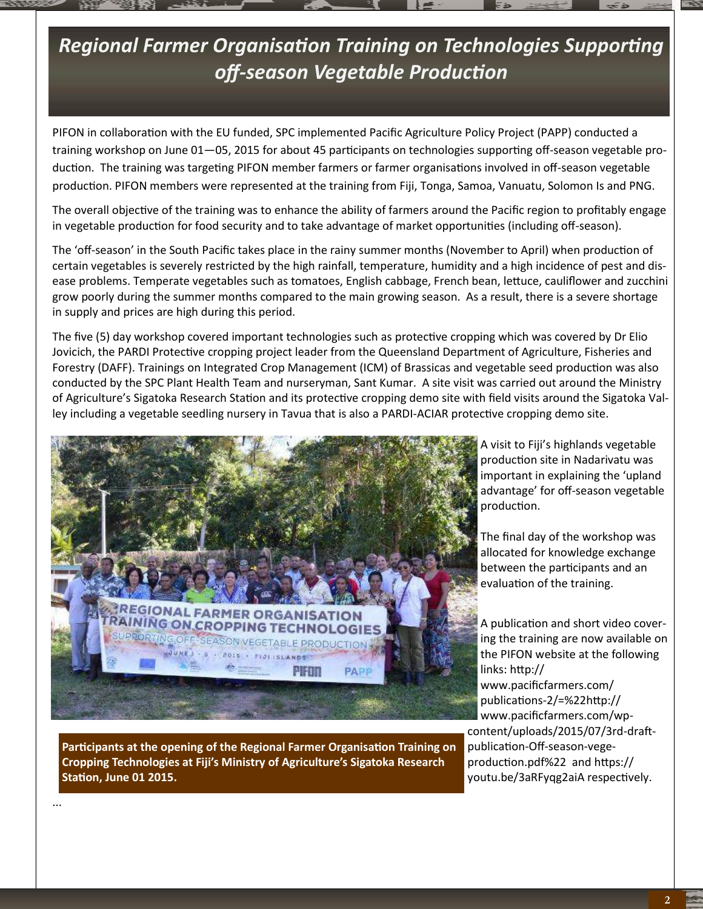# Regional Farmer Organisation Training on Technologies Supporting off-season Vegetable Production

PIFON in collaboration with the EU funded, SPC implemented Pacific Agriculture Policy Project (PAPP) conducted a training workshop on June 01—05, 2015 for about 45 participants on technologies supporting off-season vegetable production. The training was targeting PIFON member farmers or farmer organisations involved in off-season vegetable production. PIFON members were represented at the training from Fiji, Tonga, Samoa, Vanuatu, Solomon Is and PNG.

The overall objective of the training was to enhance the ability of farmers around the Pacific region to profitably engage in vegetable production for food security and to take advantage of market opportunities (including off-season).

The 'off-season' in the South Pacific takes place in the rainy summer months (November to April) when production of certain vegetables is severely restricted by the high rainfall, temperature, humidity and a high incidence of pest and disease problems. Temperate vegetables such as tomatoes, English cabbage, French bean, lettuce, cauliflower and zucchini grow poorly during the summer months compared to the main growing season. As a result, there is a severe shortage in supply and prices are high during this period.

The five (5) day workshop covered important technologies such as protective cropping which was covered by Dr Elio Jovicich, the PARDI Protective cropping project leader from the Queensland Department of Agriculture, Fisheries and Forestry (DAFF). Trainings on Integrated Crop Management (ICM) of Brassicas and vegetable seed production was also conducted by the SPC Plant Health Team and nurseryman, Sant Kumar. A site visit was carried out around the Ministry of Agriculture's Sigatoka Research Station and its protective cropping demo site with field visits around the Sigatoka Valley including a vegetable seedling nursery in Tavua that is also a PARDI-ACIAR protective cropping demo site.

A visit to Fiji's highlands vegetable production site in Nadarivatu was important in explaining the 'upland advantage' for off-season vegetable production.

The final day of the workshop was allocated for knowledge exchange between the participants and an evaluation of the training.

A publication and short video covering the training are now available on the PIFON website at the following links: http://www.pacificfarmers.com/publications-2/=%22http://www.pacificfarmers.com/wp-content/uploads/2015/07/3rd-draft-publication-Off-season-vege-production.pdf%22 and https://youtu.be/3aRFyqg2aiA respectively.

**Participants at the opening of the Regional Farmer Organisation Training on Cropping Technologies at Fiji's Ministry of Agriculture's Sigatoka Research Station, June 01 2015.**

...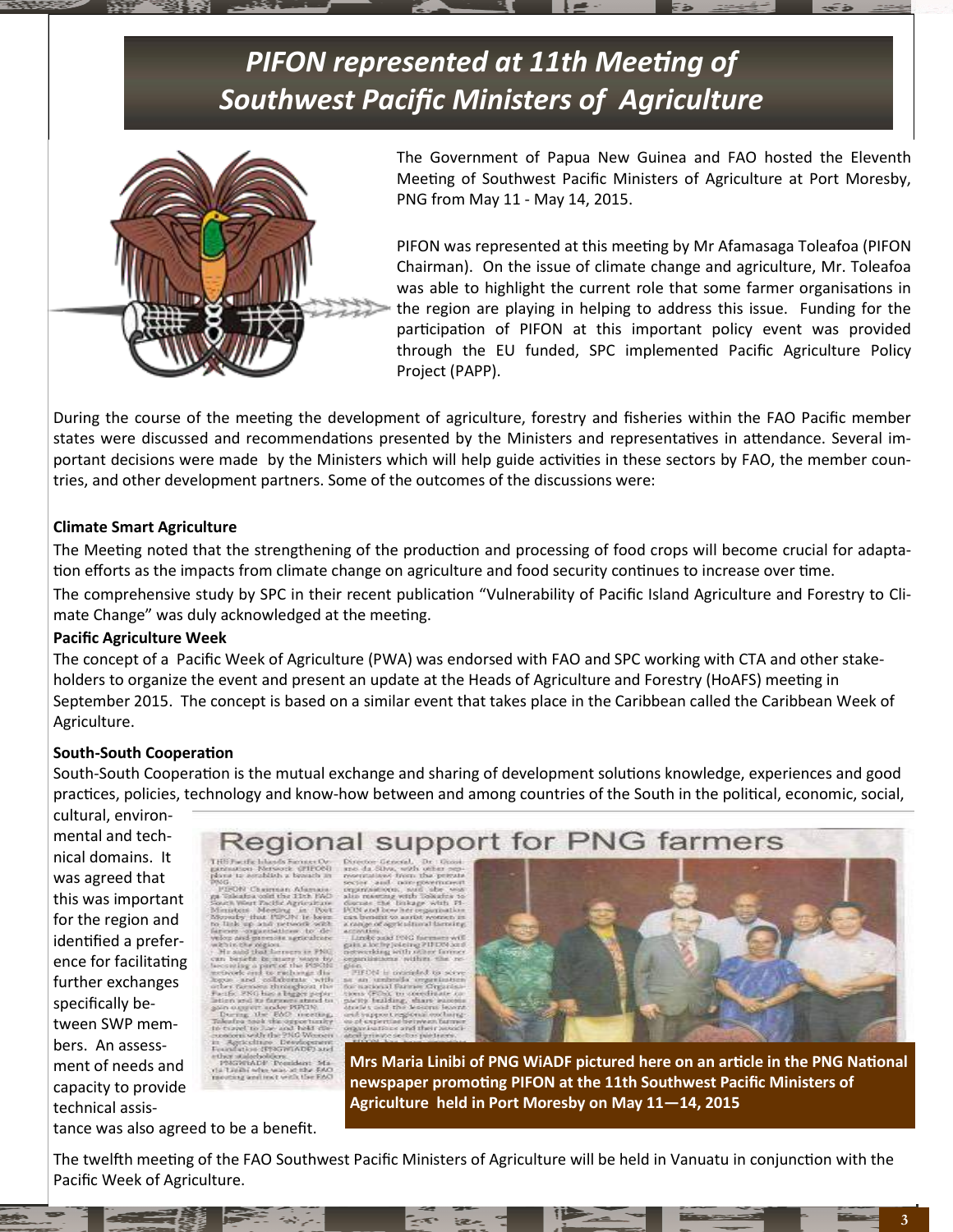# PIFON represented at 11th Meeting of Southwest Pacific Ministers of Agriculture

The Government of Papua New Guinea and FAO hosted the Eleventh Meeting of Southwest Pacific Ministers of Agriculture at Port Moresby, PNG from May 11 - May 14, 2015.

PIFON was represented at this meeting by Mr Afamasaga Toleafoa (PIFON Chairman). On the issue of climate change and agriculture, Mr. Toleafoa was able to highlight the current role that some farmer organisations in the region are playing in helping to address this issue. Funding for the participation of PIFON at this important policy event was provided through the EU funded, SPC implemented Pacific Agriculture Policy Project (PAPP).

During the course of the meeting the development of agriculture, forestry and fisheries within the FAO Pacific member states were discussed and recommendations presented by the Ministers and representatives in attendance. Several important decisions were made by the Ministers which will help guide activities in these sectors by FAO, the member countries, and other development partners. Some of the outcomes of the discussions were:

**Climate Smart Agriculture**

The Meeting noted that the strengthening of the production and processing of food crops will become crucial for adaptation efforts as the impacts from climate change on agriculture and food security continues to increase over time.

The comprehensive study by SPC in their recent publication "Vulnerability of Pacific Island Agriculture and Forestry to Climate Change" was duly acknowledged at the meeting.

**Pacific Agriculture Week**

The concept of a Pacific Week of Agriculture (PWA) was endorsed with FAO and SPC working with CTA and other stakeholders to organize the event and present an update at the Heads of Agriculture and Forestry (HoAFS) meeting in September 2015. The concept is based on a similar event that takes place in the Caribbean called the Caribbean Week of Agriculture.

**South-South Cooperation**

South-South Cooperation is the mutual exchange and sharing of development solutions knowledge, experiences and good practices, policies, technology and know-how between and among countries of the South in the political, economic, social, cultural, environmental and technical domains. It was agreed that this was important for the region and identified a preference for facilitating further exchanges specifically between SWP members. An assessment of needs and capacity to provide technical assistance was also agreed to be a benefit.

**Mrs Maria Linibi of PNG WiADF pictured here on an article in the PNG National newspaper promoting PIFON at the 11th Southwest Pacific Ministers of Agriculture held in Port Moresby on May 11—14, 2015**

The twelfth meeting of the FAO Southwest Pacific Ministers of Agriculture will be held in Vanuatu in conjunction with the Pacific Week of Agriculture.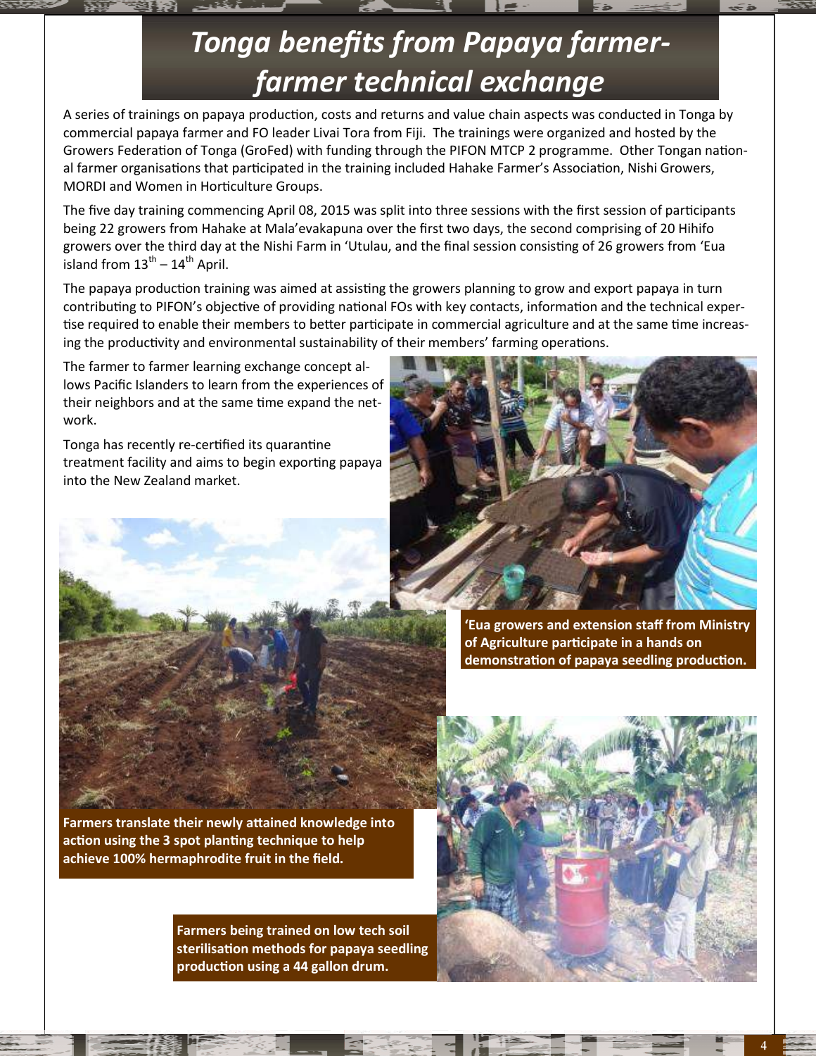# *Tonga benefits from Papaya farmer-farmer technical exchange*

A series of trainings on papaya production, costs and returns and value chain aspects was conducted in Tonga by commercial papaya farmer and FO leader Livai Tora from Fiji. The trainings were organized and hosted by the Growers Federation of Tonga (GroFed) with funding through the PIFON MTCP 2 programme. Other Tongan national farmer organisations that participated in the training included Hahake Farmer's Association, Nishi Growers, MORDI and Women in Horticulture Groups.

The five day training commencing April 08, 2015 was split into three sessions with the first session of participants being 22 growers from Hahake at Mala'evakapuna over the first two days, the second comprising of 20 Hihifo growers over the third day at the Nishi Farm in 'Utulau, and the final session consisting of 26 growers from 'Eua island from 13th – 14th April.

The papaya production training was aimed at assisting the growers planning to grow and export papaya in turn contributing to PIFON's objective of providing national FOs with key contacts, information and the technical expertise required to enable their members to better participate in commercial agriculture and at the same time increasing the productivity and environmental sustainability of their members' farming operations.

The farmer to farmer learning exchange concept allows Pacific Islanders to learn from the experiences of their neighbors and at the same time expand the network.

Tonga has recently re-certified its quarantine treatment facility and aims to begin exporting papaya into the New Zealand market.

**'Eua growers and extension staff from Ministry of Agriculture participate in a hands on demonstration of papaya seedling production.**

**Farmers translate their newly attained knowledge into action using the 3 spot planting technique to help achieve 100% hermaphrodite fruit in the field.**

**Farmers being trained on low tech soil sterilisation methods for papaya seedling production using a 44 gallon drum.**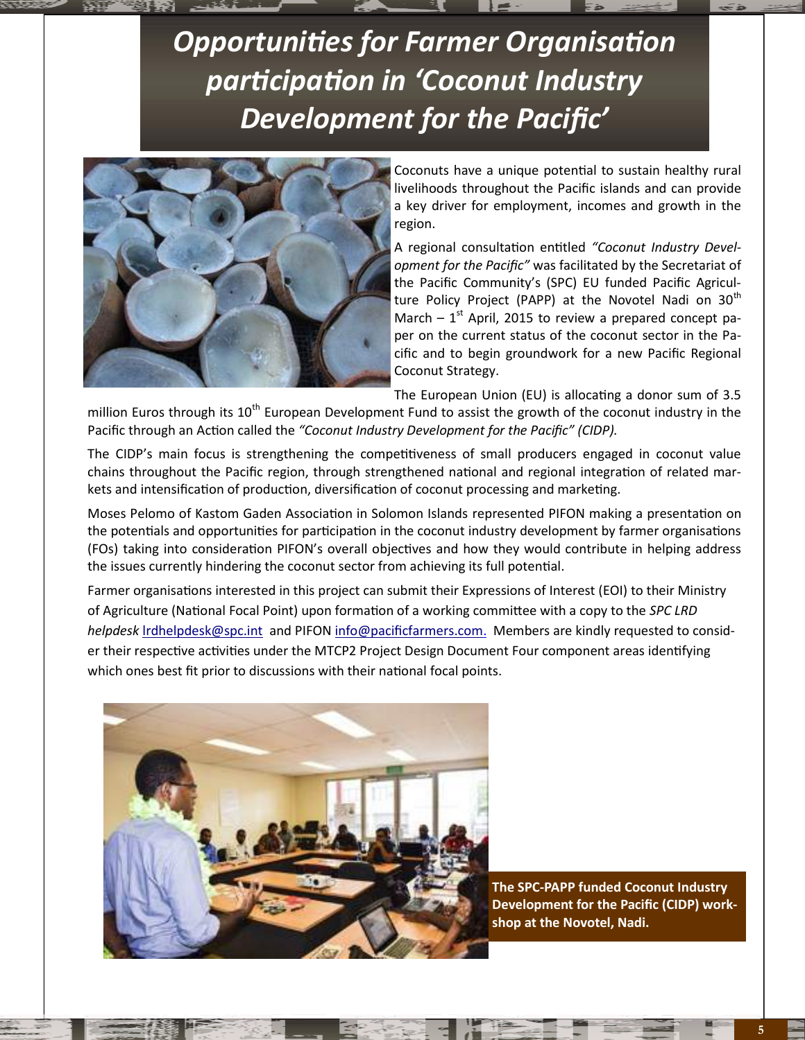# *Opportunities for Farmer Organisation participation in 'Coconut Industry Development for the Pacific'*

Coconuts have a unique potential to sustain healthy rural livelihoods throughout the Pacific islands and can provide a key driver for employment, incomes and growth in the region.

A regional consultation entitled *"Coconut Industry Development for the Pacific"* was facilitated by the Secretariat of the Pacific Community's (SPC) EU funded Pacific Agriculture Policy Project (PAPP) at the Novotel Nadi on 30th March – 1st April, 2015 to review a prepared concept paper on the current status of the coconut sector in the Pacific and to begin groundwork for a new Pacific Regional Coconut Strategy.

The European Union (EU) is allocating a donor sum of 3.5 million Euros through its 10th European Development Fund to assist the growth of the coconut industry in the Pacific through an Action called the *"Coconut Industry Development for the Pacific" (CIDP).*

The CIDP's main focus is strengthening the competitiveness of small producers engaged in coconut value chains throughout the Pacific region, through strengthened national and regional integration of related markets and intensification of production, diversification of coconut processing and marketing.

Moses Pelomo of Kastom Gaden Association in Solomon Islands represented PIFON making a presentation on the potentials and opportunities for participation in the coconut industry development by farmer organisations (FOs) taking into consideration PIFON's overall objectives and how they would contribute in helping address the issues currently hindering the coconut sector from achieving its full potential.

Farmer organisations interested in this project can submit their Expressions of Interest (EOI) to their Ministry of Agriculture (National Focal Point) upon formation of a working committee with a copy to the *SPC LRD helpdesk* lrdhelpdesk@spc.int and PIFON info@pacificfarmers.com. Members are kindly requested to consider their respective activities under the MTCP2 Project Design Document Four component areas identifying which ones best fit prior to discussions with their national focal points.

**The SPC-PAPP funded Coconut Industry Development for the Pacific (CIDP) workshop at the Novotel, Nadi.**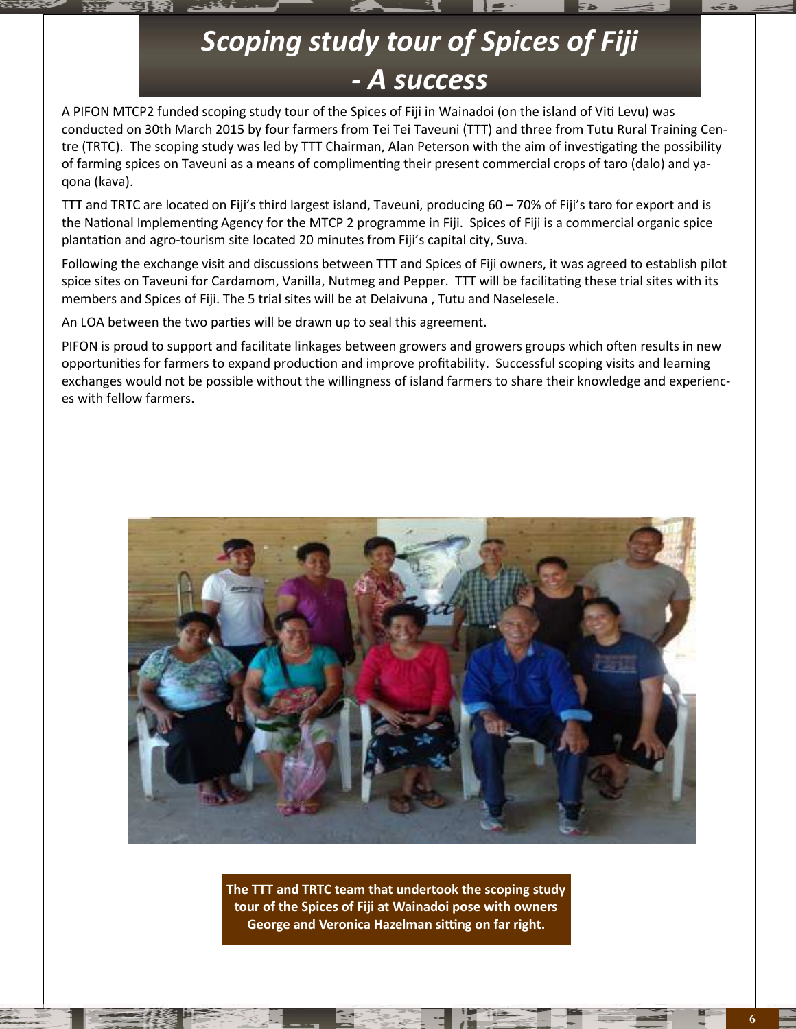# *Scoping study tour of Spices of Fiji - A success*

A PIFON MTCP2 funded scoping study tour of the Spices of Fiji in Wainadoi (on the island of Viti Levu) was conducted on 30th March 2015 by four farmers from Tei Tei Taveuni (TTT) and three from Tutu Rural Training Centre (TRTC). The scoping study was led by TTT Chairman, Alan Peterson with the aim of investigating the possibility of farming spices on Taveuni as a means of complimenting their present commercial crops of taro (dalo) and yaqona (kava).

TTT and TRTC are located on Fiji's third largest island, Taveuni, producing 60 – 70% of Fiji's taro for export and is the National Implementing Agency for the MTCP 2 programme in Fiji. Spices of Fiji is a commercial organic spice plantation and agro-tourism site located 20 minutes from Fiji's capital city, Suva.

Following the exchange visit and discussions between TTT and Spices of Fiji owners, it was agreed to establish pilot spice sites on Taveuni for Cardamom, Vanilla, Nutmeg and Pepper. TTT will be facilitating these trial sites with its members and Spices of Fiji. The 5 trial sites will be at Delaivuna , Tutu and Naselesele.

An LOA between the two parties will be drawn up to seal this agreement.

PIFON is proud to support and facilitate linkages between growers and growers groups which often results in new opportunities for farmers to expand production and improve profitability. Successful scoping visits and learning exchanges would not be possible without the willingness of island farmers to share their knowledge and experiences with fellow farmers.

**The TTT and TRTC team that undertook the scoping study tour of the Spices of Fiji at Wainadoi pose with owners George and Veronica Hazelman sitting on far right.**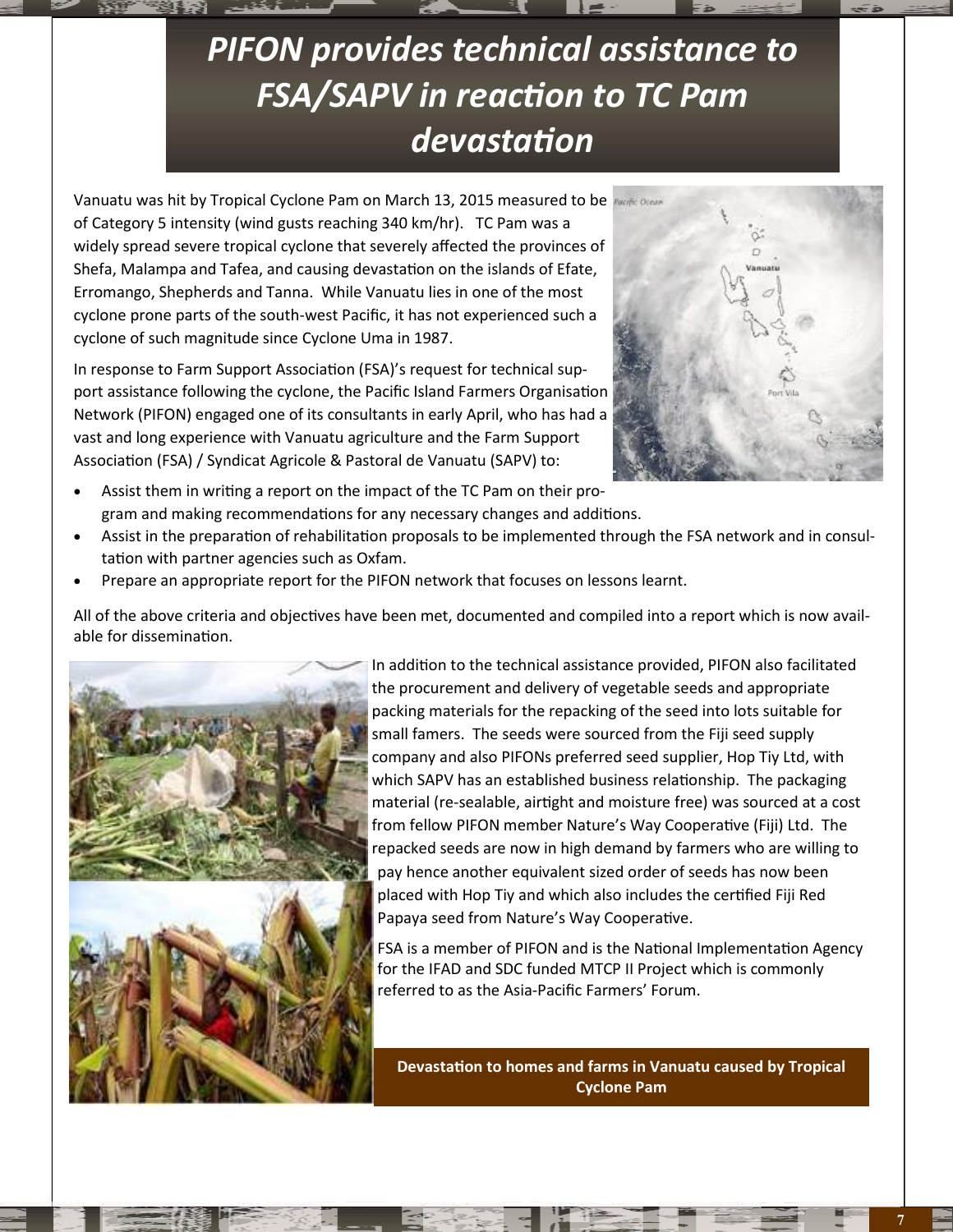# *PIFON provides technical assistance to FSA/SAPV in reaction to TC Pam devastation*

Vanuatu was hit by Tropical Cyclone Pam on March 13, 2015 measured to be of Category 5 intensity (wind gusts reaching 340 km/hr). TC Pam was a widely spread severe tropical cyclone that severely affected the provinces of Shefa, Malampa and Tafea, and causing devastation on the islands of Efate, Erromango, Shepherds and Tanna. While Vanuatu lies in one of the most cyclone prone parts of the south-west Pacific, it has not experienced such a cyclone of such magnitude since Cyclone Uma in 1987.

In response to Farm Support Association (FSA)'s request for technical support assistance following the cyclone, the Pacific Island Farmers Organisation Network (PIFON) engaged one of its consultants in early April, who has had a vast and long experience with Vanuatu agriculture and the Farm Support Association (FSA) / Syndicat Agricole & Pastoral de Vanuatu (SAPV) to:

- Assist them in writing a report on the impact of the TC Pam on their program and making recommendations for any necessary changes and additions.
- Assist in the preparation of rehabilitation proposals to be implemented through the FSA network and in consultation with partner agencies such as Oxfam.
- Prepare an appropriate report for the PIFON network that focuses on lessons learnt.

All of the above criteria and objectives have been met, documented and compiled into a report which is now available for dissemination.

In addition to the technical assistance provided, PIFON also facilitated the procurement and delivery of vegetable seeds and appropriate packing materials for the repacking of the seed into lots suitable for small famers. The seeds were sourced from the Fiji seed supply company and also PIFONs preferred seed supplier, Hop Tiy Ltd, with which SAPV has an established business relationship. The packaging material (re-sealable, airtight and moisture free) was sourced at a cost from fellow PIFON member Nature's Way Cooperative (Fiji) Ltd. The repacked seeds are now in high demand by farmers who are willing to pay hence another equivalent sized order of seeds has now been placed with Hop Tiy and which also includes the certified Fiji Red Papaya seed from Nature's Way Cooperative.

FSA is a member of PIFON and is the National Implementation Agency for the IFAD and SDC funded MTCP II Project which is commonly referred to as the Asia-Pacific Farmers' Forum.

**Devastation to homes and farms in Vanuatu caused by Tropical Cyclone Pam**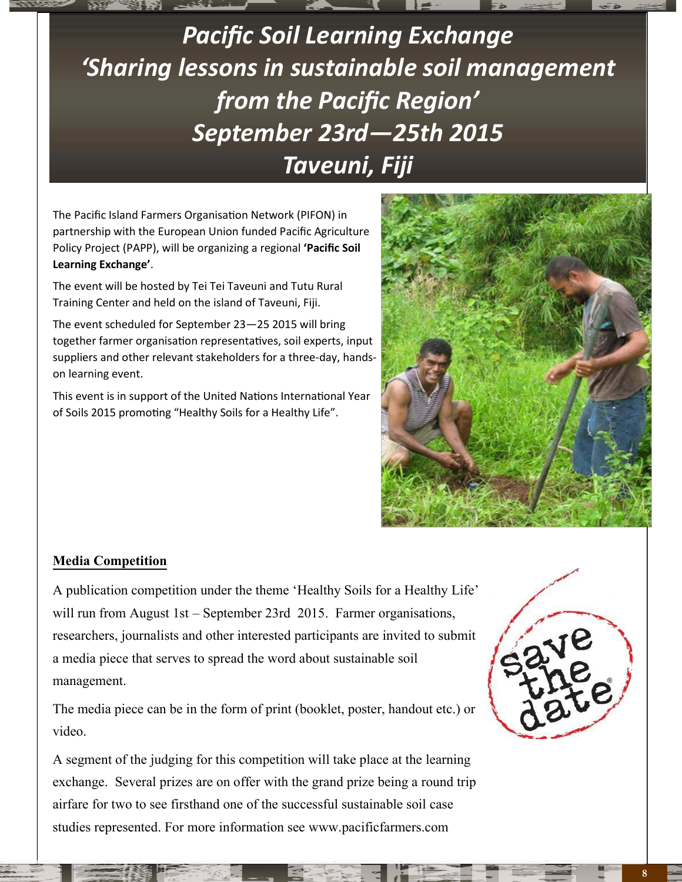# *Pacific Soil Learning Exchange*
# *'Sharing lessons in sustainable soil management from the Pacific Region'*
# *September 23rd—25th 2015*
# *Taveuni, Fiji*

The Pacific Island Farmers Organisation Network (PIFON) in partnership with the European Union funded Pacific Agriculture Policy Project (PAPP), will be organizing a regional **'Pacific Soil Learning Exchange'**.

The event will be hosted by Tei Tei Taveuni and Tutu Rural Training Center and held on the island of Taveuni, Fiji.

The event scheduled for September 23—25 2015 will bring together farmer organisation representatives, soil experts, input suppliers and other relevant stakeholders for a three-day, hands-on learning event.

This event is in support of the United Nations International Year of Soils 2015 promoting "Healthy Soils for a Healthy Life".

## Media Competition

A publication competition under the theme 'Healthy Soils for a Healthy Life' will run from August 1st – September 23rd 2015. Farmer organisations, researchers, journalists and other interested participants are invited to submit a media piece that serves to spread the word about sustainable soil management.

The media piece can be in the form of print (booklet, poster, handout etc.) or video.

A segment of the judging for this competition will take place at the learning exchange. Several prizes are on offer with the grand prize being a round trip airfare for two to see firsthand one of the successful sustainable soil case studies represented. For more information see www.pacificfarmers.com

save the date